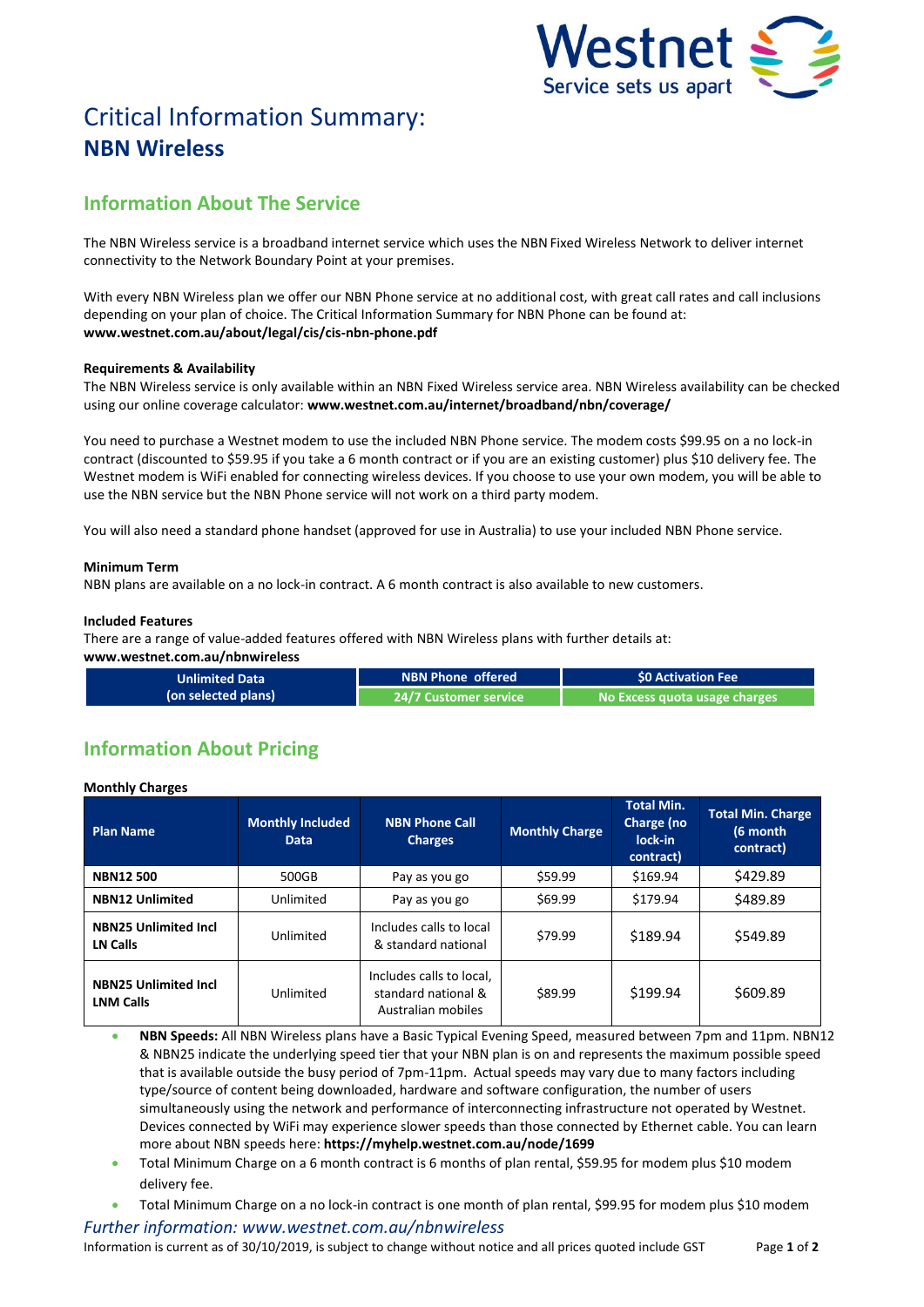# Critical Information Summary: **NBN Wireless**

## Information About The Service

The NBN Wireless service is a broadband internet service which uses the NBN Fixed Wireless Network to deliver internet connectivity to the Network Boundary Point at your premises.

With every NBN Wireless plan we offer our NBN Phone service at no additional cost, with great call rates and call inclusions depending on your plan of choice. The Critical Information Summary for NBN Phone can be found at: **www.westnet.com.au/about/legal/cis/cis-nbn-phone.pdf**

**Requirements & Availability**
The NBN Wireless service is only available within an NBN Fixed Wireless service area. NBN Wireless availability can be checked using our online coverage calculator: **www.westnet.com.au/internet/broadband/nbn/coverage/**

You need to purchase a Westnet modem to use the included NBN Phone service. The modem costs $99.95 on a no lock-in contract (discounted to $59.95 if you take a 6 month contract or if you are an existing customer) plus $10 delivery fee. The Westnet modem is WiFi enabled for connecting wireless devices. If you choose to use your own modem, you will be able to use the NBN service but the NBN Phone service will not work on a third party modem.

You will also need a standard phone handset (approved for use in Australia) to use your included NBN Phone service.

**Minimum Term**
NBN plans are available on a no lock-in contract. A 6 month contract is also available to new customers.

**Included Features**
There are a range of value-added features offered with NBN Wireless plans with further details at: **www.westnet.com.au/nbnwireless**

| Unlimited Data (on selected plans) | NBN Phone offered | $0 Activation Fee |
|---|---|---|
| | 24/7 Customer service | No Excess quota usage charges |

## Information About Pricing

**Monthly Charges**

| Plan Name | Monthly Included Data | NBN Phone Call Charges | Monthly Charge | Total Min. Charge (no lock-in contract) | Total Min. Charge (6 month contract) |
|---|---|---|---|---|---|
| **NBN12 500** | 500GB | Pay as you go | $59.99 | $169.94 | $429.89 |
| **NBN12 Unlimited** | Unlimited | Pay as you go | $69.99 | $179.94 | $489.89 |
| **NBN25 Unlimited Incl LN Calls** | Unlimited | Includes calls to local & standard national | $79.99 | $189.94 | $549.89 |
| **NBN25 Unlimited Incl LNM Calls** | Unlimited | Includes calls to local, standard national & Australian mobiles | $89.99 | $199.94 | $609.89 |

- **NBN Speeds:** All NBN Wireless plans have a Basic Typical Evening Speed, measured between 7pm and 11pm. NBN12 & NBN25 indicate the underlying speed tier that your NBN plan is on and represents the maximum possible speed that is available outside the busy period of 7pm-11pm. Actual speeds may vary due to many factors including type/source of content being downloaded, hardware and software configuration, the number of users simultaneously using the network and performance of interconnecting infrastructure not operated by Westnet. Devices connected by WiFi may experience slower speeds than those connected by Ethernet cable. You can learn more about NBN speeds here: **https://myhelp.westnet.com.au/node/1699**
- Total Minimum Charge on a 6 month contract is 6 months of plan rental, $59.95 for modem plus $10 modem delivery fee.
- Total Minimum Charge on a no lock-in contract is one month of plan rental, $99.95 for modem plus $10 modem

*Further information: www.westnet.com.au/nbnwireless*

Information is current as of 30/10/2019, is subject to change without notice and all prices quoted include GST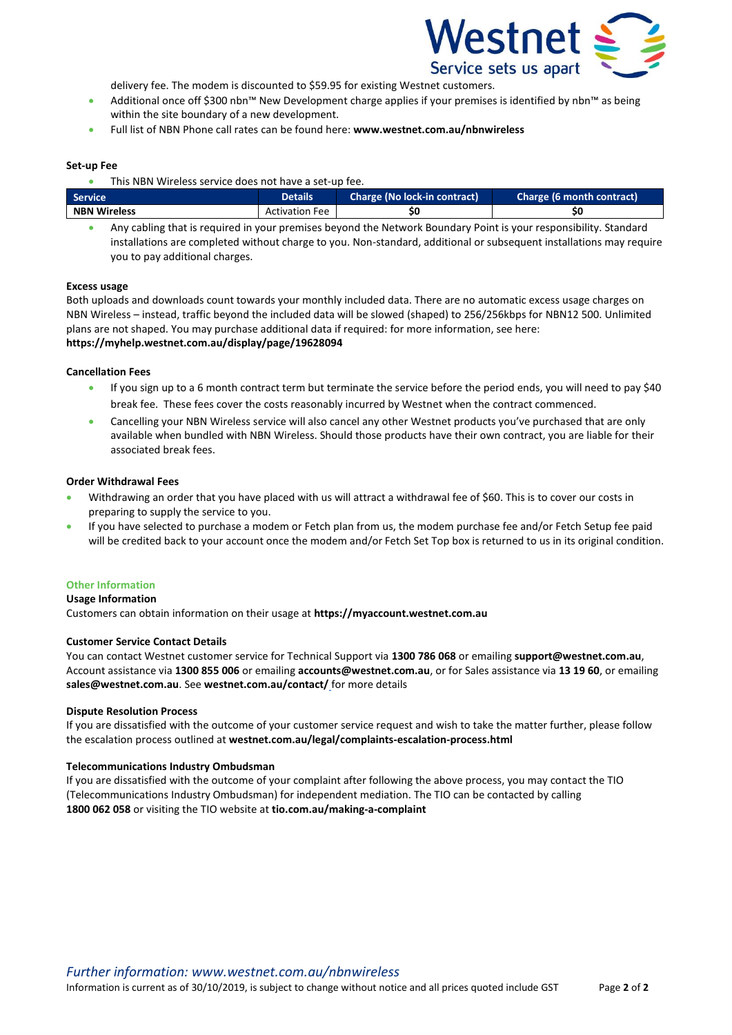delivery fee. The modem is discounted to $59.95 for existing Westnet customers.
- Additional once off $300 nbn™ New Development charge applies if your premises is identified by nbn™ as being within the site boundary of a new development.
- Full list of NBN Phone call rates can be found here: **www.westnet.com.au/nbnwireless**

**Set-up Fee**

- This NBN Wireless service does not have a set-up fee.

| Service | Details | Charge (No lock-in contract) | Charge (6 month contract) |
| --- | --- | --- | --- |
| **NBN Wireless** | Activation Fee | **$0** | **$0** |

- Any cabling that is required in your premises beyond the Network Boundary Point is your responsibility. Standard installations are completed without charge to you. Non-standard, additional or subsequent installations may require you to pay additional charges.

**Excess usage**

Both uploads and downloads count towards your monthly included data. There are no automatic excess usage charges on NBN Wireless – instead, traffic beyond the included data will be slowed (shaped) to 256/256kbps for NBN12 500. Unlimited plans are not shaped. You may purchase additional data if required: for more information, see here:
**https://myhelp.westnet.com.au/display/page/19628094**

**Cancellation Fees**

- If you sign up to a 6 month contract term but terminate the service before the period ends, you will need to pay $40 break fee. These fees cover the costs reasonably incurred by Westnet when the contract commenced.
- Cancelling your NBN Wireless service will also cancel any other Westnet products you've purchased that are only available when bundled with NBN Wireless. Should those products have their own contract, you are liable for their associated break fees.

**Order Withdrawal Fees**

- Withdrawing an order that you have placed with us will attract a withdrawal fee of $60. This is to cover our costs in preparing to supply the service to you.
- If you have selected to purchase a modem or Fetch plan from us, the modem purchase fee and/or Fetch Setup fee paid will be credited back to your account once the modem and/or Fetch Set Top box is returned to us in its original condition.

## Other Information

**Usage Information**

Customers can obtain information on their usage at **https://myaccount.westnet.com.au**

**Customer Service Contact Details**

You can contact Westnet customer service for Technical Support via **1300 786 068** or emailing **support@westnet.com.au**, Account assistance via **1300 855 006** or emailing **accounts@westnet.com.au**, or for Sales assistance via **13 19 60**, or emailing **sales@westnet.com.au**. See **westnet.com.au/contact/** for more details

**Dispute Resolution Process**

If you are dissatisfied with the outcome of your customer service request and wish to take the matter further, please follow the escalation process outlined at **westnet.com.au/legal/complaints-escalation-process.html**

**Telecommunications Industry Ombudsman**

If you are dissatisfied with the outcome of your complaint after following the above process, you may contact the TIO (Telecommunications Industry Ombudsman) for independent mediation. The TIO can be contacted by calling **1800 062 058** or visiting the TIO website at **tio.com.au/making-a-complaint**

*Further information: www.westnet.com.au/nbnwireless*

Information is current as of 30/10/2019, is subject to change without notice and all prices quoted include GST